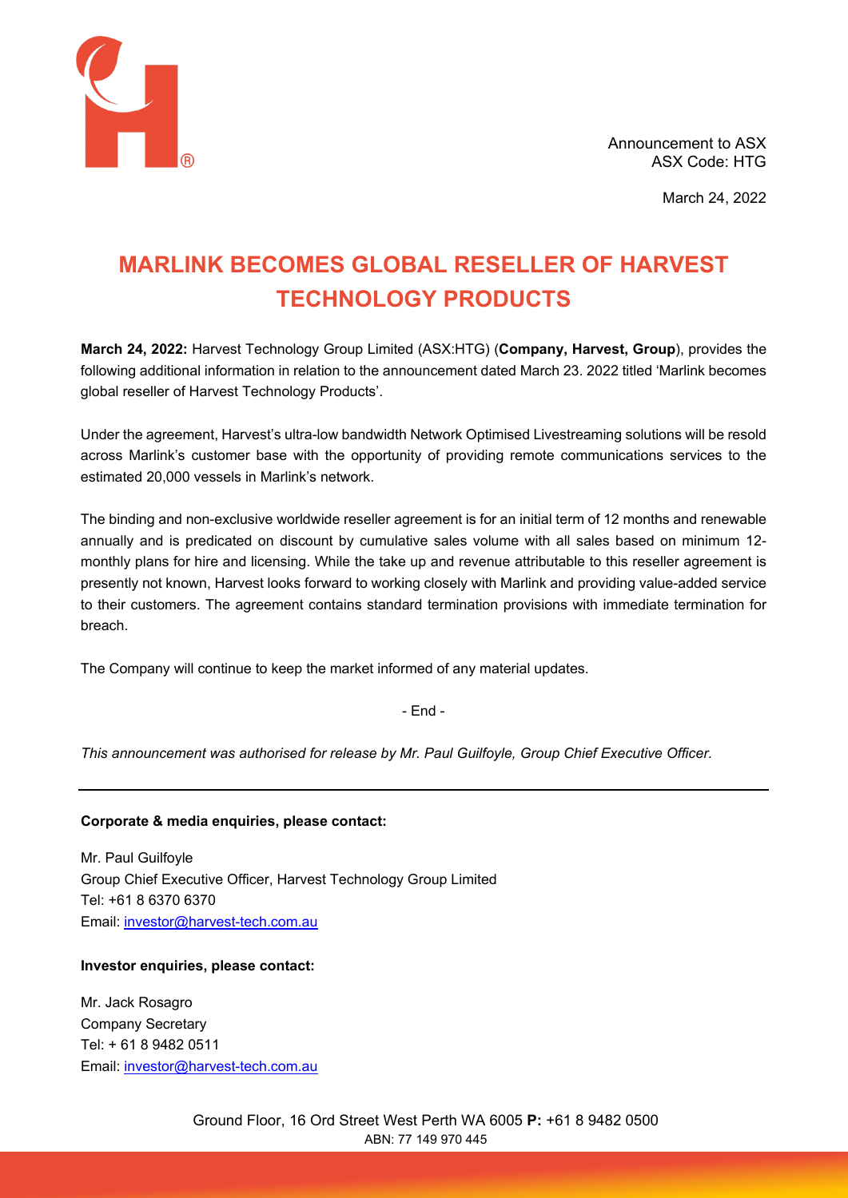Announcement to ASX
ASX Code: HTG

March 24, 2022

# MARLINK BECOMES GLOBAL RESELLER OF HARVEST TECHNOLOGY PRODUCTS

**March 24, 2022:** Harvest Technology Group Limited (ASX:HTG) (**Company, Harvest, Group**), provides the following additional information in relation to the announcement dated March 23. 2022 titled 'Marlink becomes global reseller of Harvest Technology Products'.

Under the agreement, Harvest's ultra-low bandwidth Network Optimised Livestreaming solutions will be resold across Marlink's customer base with the opportunity of providing remote communications services to the estimated 20,000 vessels in Marlink's network.

The binding and non-exclusive worldwide reseller agreement is for an initial term of 12 months and renewable annually and is predicated on discount by cumulative sales volume with all sales based on minimum 12-monthly plans for hire and licensing. While the take up and revenue attributable to this reseller agreement is presently not known, Harvest looks forward to working closely with Marlink and providing value-added service to their customers. The agreement contains standard termination provisions with immediate termination for breach.

The Company will continue to keep the market informed of any material updates.

- End -

*This announcement was authorised for release by Mr. Paul Guilfoyle, Group Chief Executive Officer.*

---

**Corporate & media enquiries, please contact:**

Mr. Paul Guilfoyle
Group Chief Executive Officer, Harvest Technology Group Limited
Tel: +61 8 6370 6370
Email: investor@harvest-tech.com.au

**Investor enquiries, please contact:**

Mr. Jack Rosagro
Company Secretary
Tel: + 61 8 9482 0511
Email: investor@harvest-tech.com.au

Ground Floor, 16 Ord Street West Perth WA 6005 **P:** +61 8 9482 0500
ABN: 77 149 970 445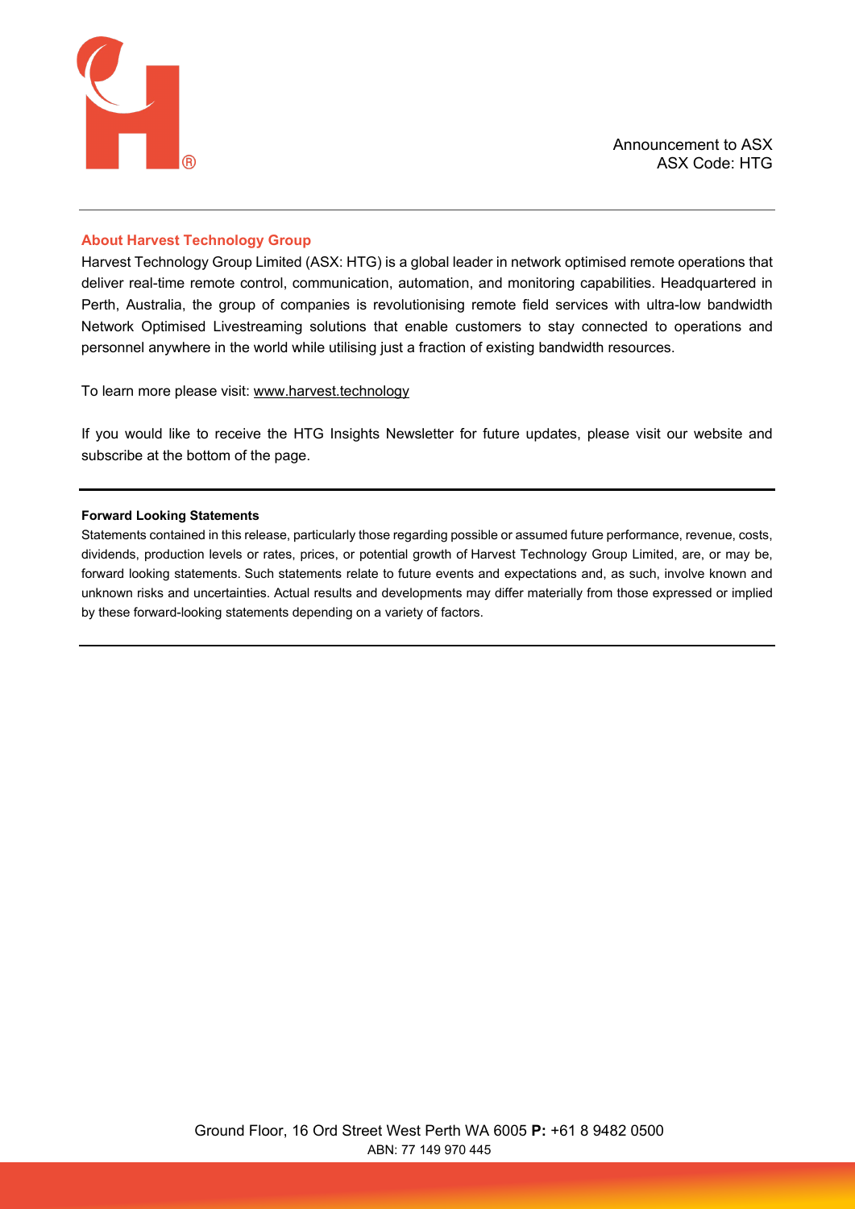Announcement to ASX
ASX Code: HTG

## About Harvest Technology Group

Harvest Technology Group Limited (ASX: HTG) is a global leader in network optimised remote operations that deliver real-time remote control, communication, automation, and monitoring capabilities. Headquartered in Perth, Australia, the group of companies is revolutionising remote field services with ultra-low bandwidth Network Optimised Livestreaming solutions that enable customers to stay connected to operations and personnel anywhere in the world while utilising just a fraction of existing bandwidth resources.

To learn more please visit: www.harvest.technology

If you would like to receive the HTG Insights Newsletter for future updates, please visit our website and subscribe at the bottom of the page.

**Forward Looking Statements**

Statements contained in this release, particularly those regarding possible or assumed future performance, revenue, costs, dividends, production levels or rates, prices, or potential growth of Harvest Technology Group Limited, are, or may be, forward looking statements. Such statements relate to future events and expectations and, as such, involve known and unknown risks and uncertainties. Actual results and developments may differ materially from those expressed or implied by these forward-looking statements depending on a variety of factors.

Ground Floor, 16 Ord Street West Perth WA 6005 **P:** +61 8 9482 0500
ABN: 77 149 970 445